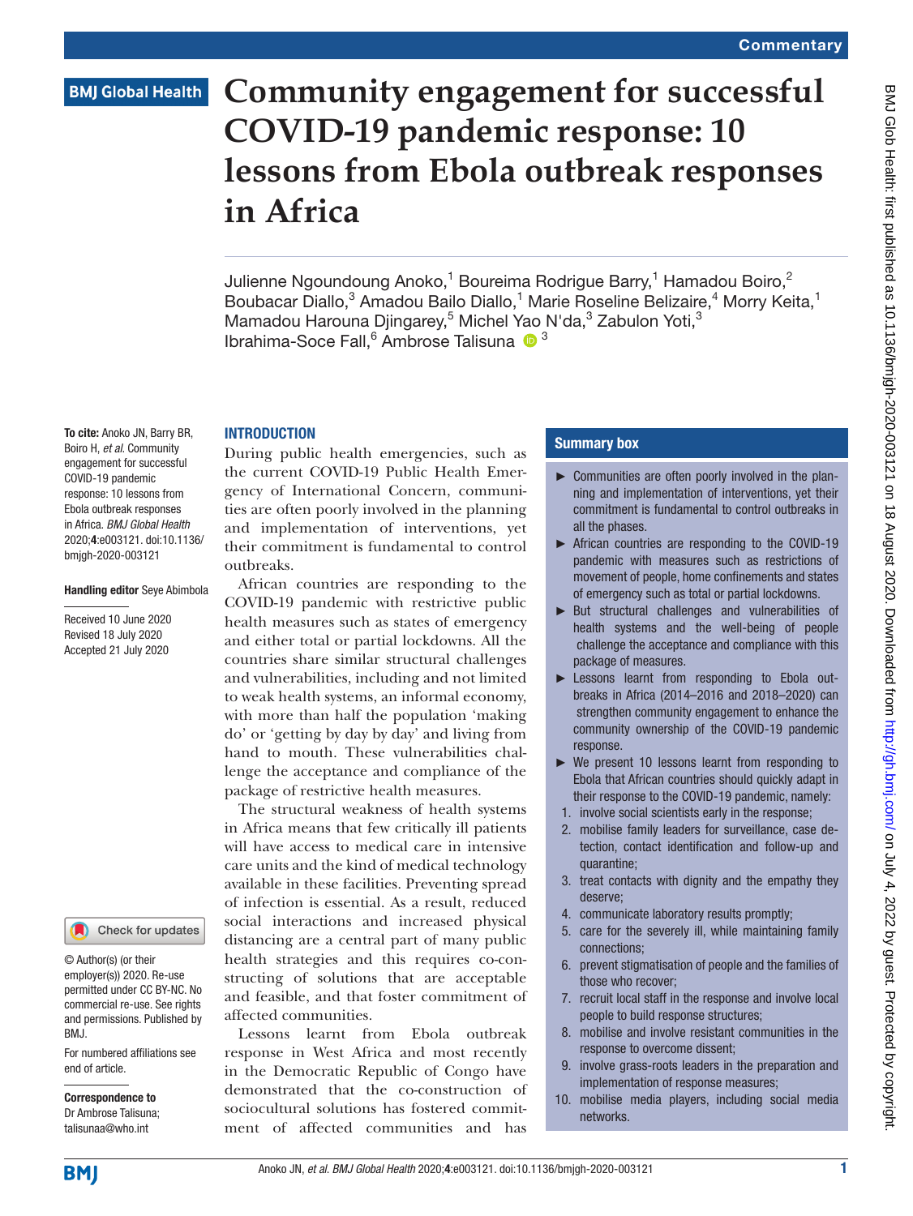Commentary

BMJ Global Health

# Community engagement for successful COVID-19 pandemic response: 10 lessons from Ebola outbreak responses in Africa

Julienne Ngoundoung Anoko,[1] Boureima Rodrigue Barry,[1] Hamadou Boiro,[2] Boubacar Diallo,[3] Amadou Bailo Diallo,[1] Marie Roseline Belizaire,[4] Morry Keita,[1] Mamadou Harouna Djingarey,[5] Michel Yao N'da,[3] Zabulon Yoti,[3] Ibrahima-Soce Fall,[6] Ambrose Talisuna [3]

**To cite:** Anoko JN, Barry BR, Boiro H, *et al*. Community engagement for successful COVID-19 pandemic response: 10 lessons from Ebola outbreak responses in Africa. *BMJ Global Health* 2020;**4**:e003121. doi:10.1136/bmjgh-2020-003121

**Handling editor** Seye Abimbola

Received 10 June 2020
Revised 18 July 2020
Accepted 21 July 2020

© Author(s) (or their employer(s)) 2020. Re-use permitted under CC BY-NC. No commercial re-use. See rights and permissions. Published by BMJ.

For numbered affiliations see end of article.

**Correspondence to**
Dr Ambrose Talisuna;
talisunaa@who.int

## Summary box

- Communities are often poorly involved in the planning and implementation of interventions, yet their commitment is fundamental to control outbreaks in all the phases.
- African countries are responding to the COVID-19 pandemic with measures such as restrictions of movement of people, home confinements and states of emergency such as total or partial lockdowns.
- But structural challenges and vulnerabilities of health systems and the well-being of people challenge the acceptance and compliance with this package of measures.
- Lessons learnt from responding to Ebola outbreaks in Africa (2014–2016 and 2018–2020) can strengthen community engagement to enhance the community ownership of the COVID-19 pandemic response.
- We present 10 lessons learnt from responding to Ebola that African countries should quickly adapt in their response to the COVID-19 pandemic, namely:
  1. involve social scientists early in the response;
  2. mobilise family leaders for surveillance, case detection, contact identification and follow-up and quarantine;
  3. treat contacts with dignity and the empathy they deserve;
  4. communicate laboratory results promptly;
  5. care for the severely ill, while maintaining family connections;
  6. prevent stigmatisation of people and the families of those who recover;
  7. recruit local staff in the response and involve local people to build response structures;
  8. mobilise and involve resistant communities in the response to overcome dissent;
  9. involve grass-roots leaders in the preparation and implementation of response measures;
  10. mobilise media players, including social media networks.

## INTRODUCTION

During public health emergencies, such as the current COVID-19 Public Health Emergency of International Concern, communities are often poorly involved in the planning and implementation of interventions, yet their commitment is fundamental to control outbreaks.

African countries are responding to the COVID-19 pandemic with restrictive public health measures such as states of emergency and either total or partial lockdowns. All the countries share similar structural challenges and vulnerabilities, including and not limited to weak health systems, an informal economy, with more than half the population 'making do' or 'getting by day by day' and living from hand to mouth. These vulnerabilities challenge the acceptance and compliance of the package of restrictive health measures.

The structural weakness of health systems in Africa means that few critically ill patients will have access to medical care in intensive care units and the kind of medical technology available in these facilities. Preventing spread of infection is essential. As a result, reduced social interactions and increased physical distancing are a central part of many public health strategies and this requires co-constructing of solutions that are acceptable and feasible, and that foster commitment of affected communities.

Lessons learnt from Ebola outbreak response in West Africa and most recently in the Democratic Republic of Congo have demonstrated that the co-construction of sociocultural solutions has fostered commitment of affected communities and has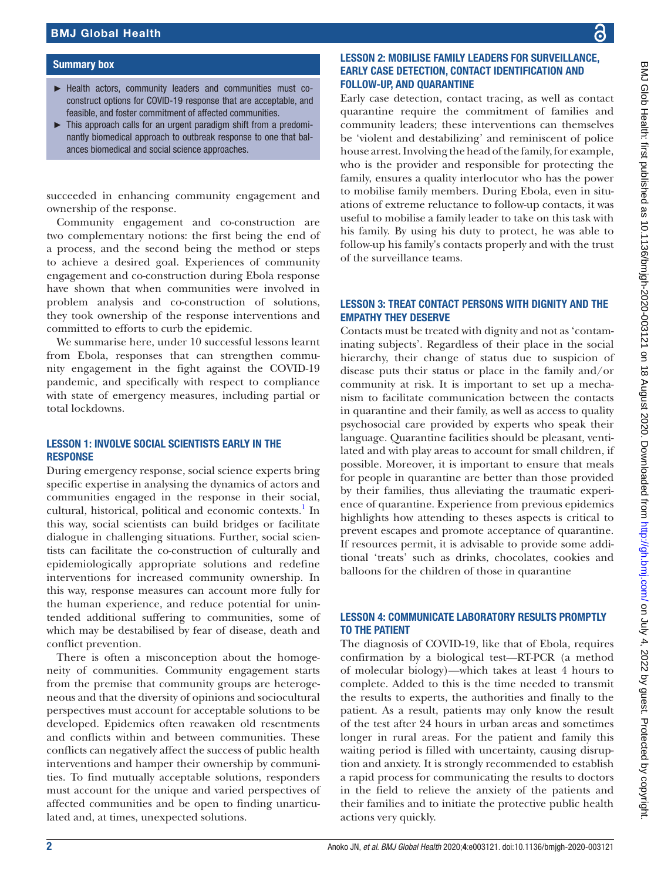## Summary box

- Health actors, community leaders and communities must co-construct options for COVID-19 response that are acceptable, and feasible, and foster commitment of affected communities.
- This approach calls for an urgent paradigm shift from a predominantly biomedical approach to outbreak response to one that balances biomedical and social science approaches.

succeeded in enhancing community engagement and ownership of the response.

Community engagement and co-construction are two complementary notions: the first being the end of a process, and the second being the method or steps to achieve a desired goal. Experiences of community engagement and co-construction during Ebola response have shown that when communities were involved in problem analysis and co-construction of solutions, they took ownership of the response interventions and committed to efforts to curb the epidemic.

We summarise here, under 10 successful lessons learnt from Ebola, responses that can strengthen community engagement in the fight against the COVID-19 pandemic, and specifically with respect to compliance with state of emergency measures, including partial or total lockdowns.

## LESSON 1: INVOLVE SOCIAL SCIENTISTS EARLY IN THE RESPONSE

During emergency response, social science experts bring specific expertise in analysing the dynamics of actors and communities engaged in the response in their social, cultural, historical, political and economic contexts.[1] In this way, social scientists can build bridges or facilitate dialogue in challenging situations. Further, social scientists can facilitate the co-construction of culturally and epidemiologically appropriate solutions and redefine interventions for increased community ownership. In this way, response measures can account more fully for the human experience, and reduce potential for unintended additional suffering to communities, some of which may be destabilised by fear of disease, death and conflict prevention.

There is often a misconception about the homogeneity of communities. Community engagement starts from the premise that community groups are heterogeneous and that the diversity of opinions and sociocultural perspectives must account for acceptable solutions to be developed. Epidemics often reawaken old resentments and conflicts within and between communities. These conflicts can negatively affect the success of public health interventions and hamper their ownership by communities. To find mutually acceptable solutions, responders must account for the unique and varied perspectives of affected communities and be open to finding unarticulated and, at times, unexpected solutions.

## LESSON 2: MOBILISE FAMILY LEADERS FOR SURVEILLANCE, EARLY CASE DETECTION, CONTACT IDENTIFICATION AND FOLLOW-UP, AND QUARANTINE

Early case detection, contact tracing, as well as contact quarantine require the commitment of families and community leaders; these interventions can themselves be 'violent and destabilizing' and reminiscent of police house arrest. Involving the head of the family, for example, who is the provider and responsible for protecting the family, ensures a quality interlocutor who has the power to mobilise family members. During Ebola, even in situations of extreme reluctance to follow-up contacts, it was useful to mobilise a family leader to take on this task with his family. By using his duty to protect, he was able to follow-up his family's contacts properly and with the trust of the surveillance teams.

## LESSON 3: TREAT CONTACT PERSONS WITH DIGNITY AND THE EMPATHY THEY DESERVE

Contacts must be treated with dignity and not as 'contaminating subjects'. Regardless of their place in the social hierarchy, their change of status due to suspicion of disease puts their status or place in the family and/or community at risk. It is important to set up a mechanism to facilitate communication between the contacts in quarantine and their family, as well as access to quality psychosocial care provided by experts who speak their language. Quarantine facilities should be pleasant, ventilated and with play areas to account for small children, if possible. Moreover, it is important to ensure that meals for people in quarantine are better than those provided by their families, thus alleviating the traumatic experience of quarantine. Experience from previous epidemics highlights how attending to theses aspects is critical to prevent escapes and promote acceptance of quarantine. If resources permit, it is advisable to provide some additional 'treats' such as drinks, chocolates, cookies and balloons for the children of those in quarantine

## LESSON 4: COMMUNICATE LABORATORY RESULTS PROMPTLY TO THE PATIENT

The diagnosis of COVID-19, like that of Ebola, requires confirmation by a biological test—RT-PCR (a method of molecular biology)—which takes at least 4 hours to complete. Added to this is the time needed to transmit the results to experts, the authorities and finally to the patient. As a result, patients may only know the result of the test after 24 hours in urban areas and sometimes longer in rural areas. For the patient and family this waiting period is filled with uncertainty, causing disruption and anxiety. It is strongly recommended to establish a rapid process for communicating the results to doctors in the field to relieve the anxiety of the patients and their families and to initiate the protective public health actions very quickly.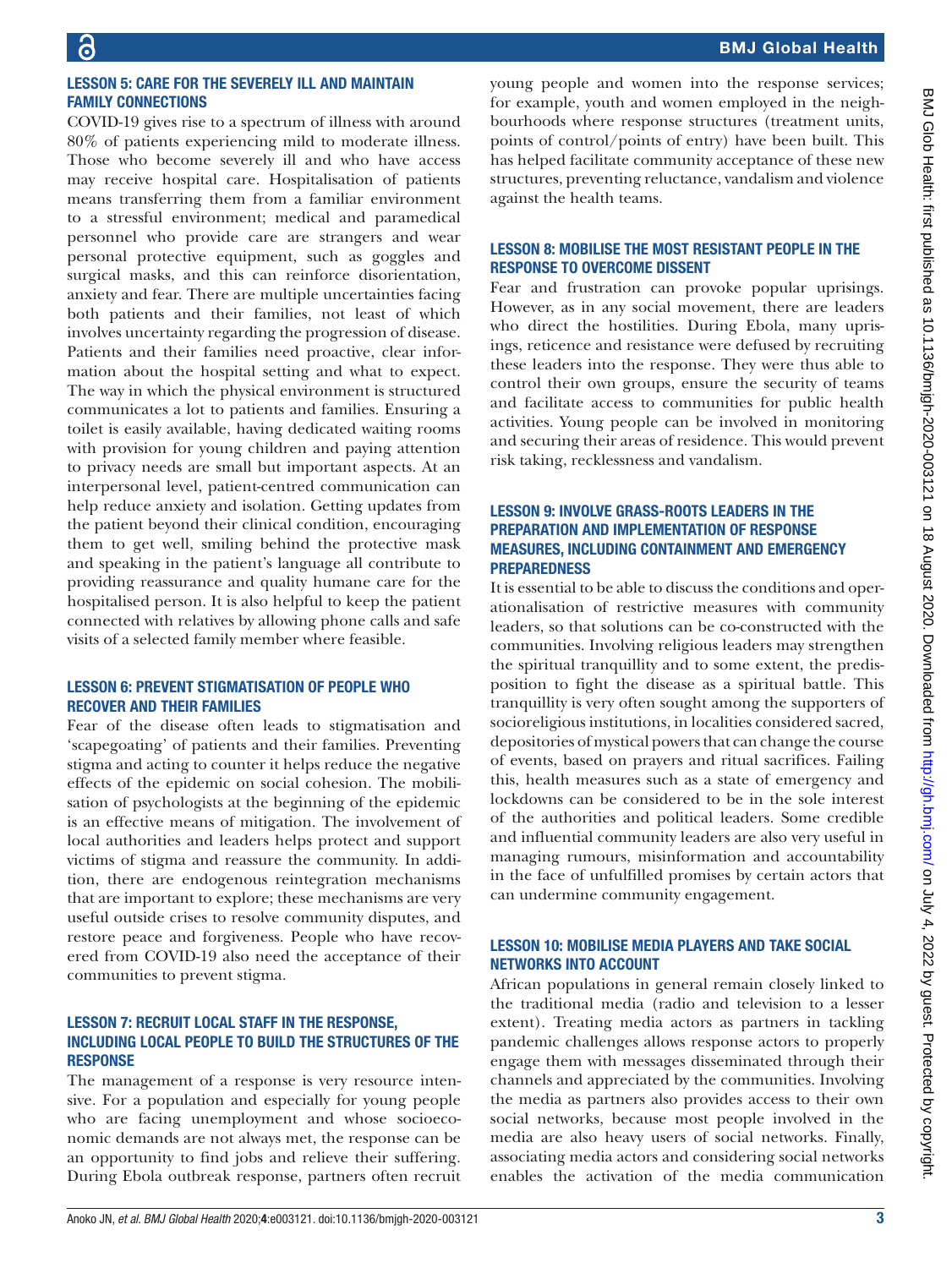## LESSON 5: CARE FOR THE SEVERELY ILL AND MAINTAIN FAMILY CONNECTIONS

COVID-19 gives rise to a spectrum of illness with around 80% of patients experiencing mild to moderate illness. Those who become severely ill and who have access may receive hospital care. Hospitalisation of patients means transferring them from a familiar environment to a stressful environment; medical and paramedical personnel who provide care are strangers and wear personal protective equipment, such as goggles and surgical masks, and this can reinforce disorientation, anxiety and fear. There are multiple uncertainties facing both patients and their families, not least of which involves uncertainty regarding the progression of disease. Patients and their families need proactive, clear information about the hospital setting and what to expect. The way in which the physical environment is structured communicates a lot to patients and families. Ensuring a toilet is easily available, having dedicated waiting rooms with provision for young children and paying attention to privacy needs are small but important aspects. At an interpersonal level, patient-centred communication can help reduce anxiety and isolation. Getting updates from the patient beyond their clinical condition, encouraging them to get well, smiling behind the protective mask and speaking in the patient's language all contribute to providing reassurance and quality humane care for the hospitalised person. It is also helpful to keep the patient connected with relatives by allowing phone calls and safe visits of a selected family member where feasible.

## LESSON 6: PREVENT STIGMATISATION OF PEOPLE WHO RECOVER AND THEIR FAMILIES

Fear of the disease often leads to stigmatisation and 'scapegoating' of patients and their families. Preventing stigma and acting to counter it helps reduce the negative effects of the epidemic on social cohesion. The mobilisation of psychologists at the beginning of the epidemic is an effective means of mitigation. The involvement of local authorities and leaders helps protect and support victims of stigma and reassure the community. In addition, there are endogenous reintegration mechanisms that are important to explore; these mechanisms are very useful outside crises to resolve community disputes, and restore peace and forgiveness. People who have recovered from COVID-19 also need the acceptance of their communities to prevent stigma.

## LESSON 7: RECRUIT LOCAL STAFF IN THE RESPONSE, INCLUDING LOCAL PEOPLE TO BUILD THE STRUCTURES OF THE RESPONSE

The management of a response is very resource intensive. For a population and especially for young people who are facing unemployment and whose socioeconomic demands are not always met, the response can be an opportunity to find jobs and relieve their suffering. During Ebola outbreak response, partners often recruit young people and women into the response services; for example, youth and women employed in the neighbourhoods where response structures (treatment units, points of control/points of entry) have been built. This has helped facilitate community acceptance of these new structures, preventing reluctance, vandalism and violence against the health teams.

## LESSON 8: MOBILISE THE MOST RESISTANT PEOPLE IN THE RESPONSE TO OVERCOME DISSENT

Fear and frustration can provoke popular uprisings. However, as in any social movement, there are leaders who direct the hostilities. During Ebola, many uprisings, reticence and resistance were defused by recruiting these leaders into the response. They were thus able to control their own groups, ensure the security of teams and facilitate access to communities for public health activities. Young people can be involved in monitoring and securing their areas of residence. This would prevent risk taking, recklessness and vandalism.

## LESSON 9: INVOLVE GRASS-ROOTS LEADERS IN THE PREPARATION AND IMPLEMENTATION OF RESPONSE MEASURES, INCLUDING CONTAINMENT AND EMERGENCY PREPAREDNESS

It is essential to be able to discuss the conditions and operationalisation of restrictive measures with community leaders, so that solutions can be co-constructed with the communities. Involving religious leaders may strengthen the spiritual tranquillity and to some extent, the predisposition to fight the disease as a spiritual battle. This tranquillity is very often sought among the supporters of socioreligious institutions, in localities considered sacred, depositories of mystical powers that can change the course of events, based on prayers and ritual sacrifices. Failing this, health measures such as a state of emergency and lockdowns can be considered to be in the sole interest of the authorities and political leaders. Some credible and influential community leaders are also very useful in managing rumours, misinformation and accountability in the face of unfulfilled promises by certain actors that can undermine community engagement.

## LESSON 10: MOBILISE MEDIA PLAYERS AND TAKE SOCIAL NETWORKS INTO ACCOUNT

African populations in general remain closely linked to the traditional media (radio and television to a lesser extent). Treating media actors as partners in tackling pandemic challenges allows response actors to properly engage them with messages disseminated through their channels and appreciated by the communities. Involving the media as partners also provides access to their own social networks, because most people involved in the media are also heavy users of social networks. Finally, associating media actors and considering social networks enables the activation of the media communication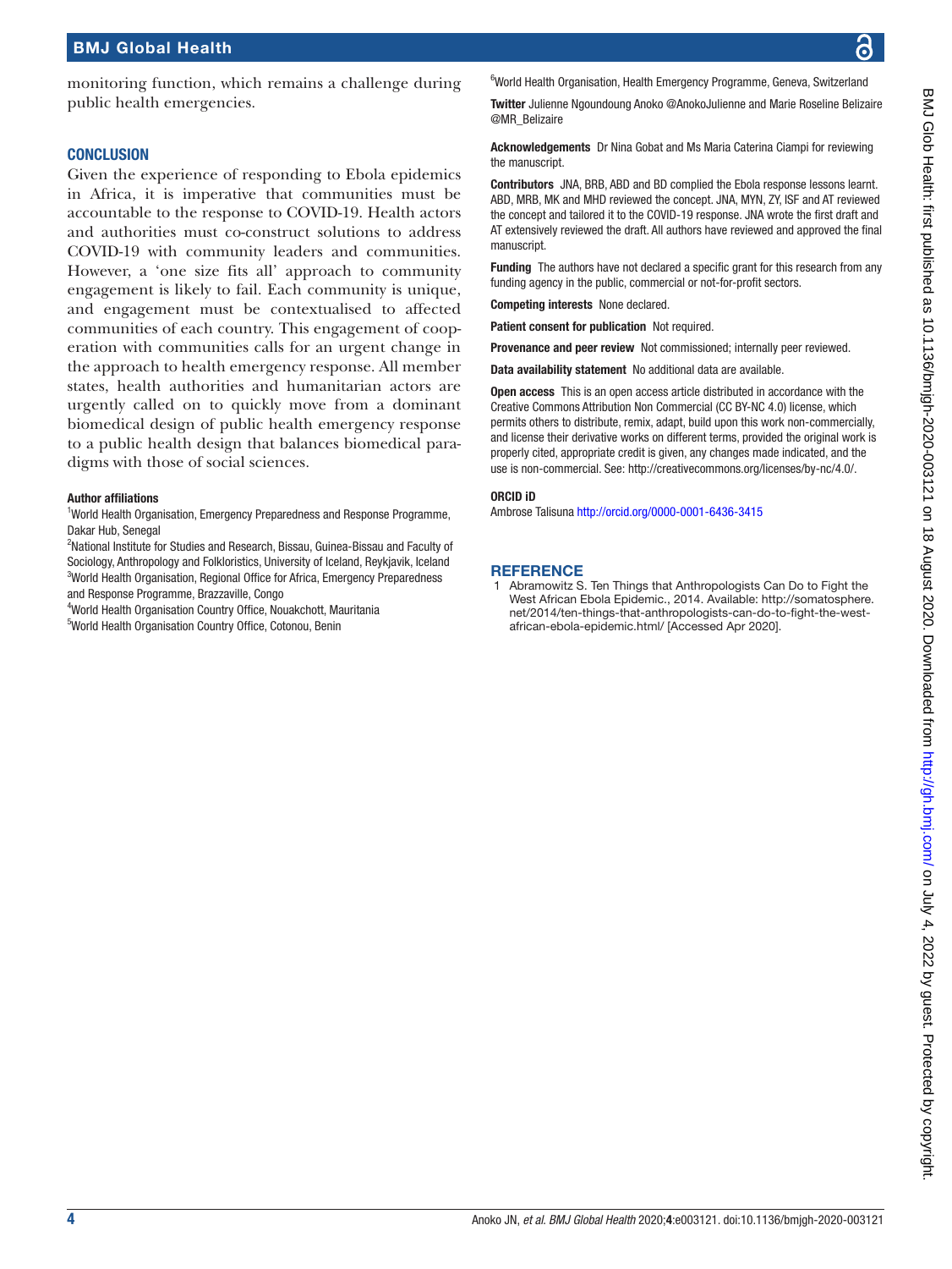monitoring function, which remains a challenge during public health emergencies.

## CONCLUSION

Given the experience of responding to Ebola epidemics in Africa, it is imperative that communities must be accountable to the response to COVID-19. Health actors and authorities must co-construct solutions to address COVID-19 with community leaders and communities. However, a 'one size fits all' approach to community engagement is likely to fail. Each community is unique, and engagement must be contextualised to affected communities of each country. This engagement of cooperation with communities calls for an urgent change in the approach to health emergency response. All member states, health authorities and humanitarian actors are urgently called on to quickly move from a dominant biomedical design of public health emergency response to a public health design that balances biomedical paradigms with those of social sciences.

**Author affiliations**

[1]World Health Organisation, Emergency Preparedness and Response Programme, Dakar Hub, Senegal
[2]National Institute for Studies and Research, Bissau, Guinea-Bissau and Faculty of Sociology, Anthropology and Folkloristics, University of Iceland, Reykjavik, Iceland
[3]World Health Organisation, Regional Office for Africa, Emergency Preparedness and Response Programme, Brazzaville, Congo
[4]World Health Organisation Country Office, Nouakchott, Mauritania
[5]World Health Organisation Country Office, Cotonou, Benin
[6]World Health Organisation, Health Emergency Programme, Geneva, Switzerland

**Twitter** Julienne Ngoundoung Anoko @AnokoJulienne and Marie Roseline Belizaire @MR_Belizaire

**Acknowledgements** Dr Nina Gobat and Ms Maria Caterina Ciampi for reviewing the manuscript.

**Contributors** JNA, BRB, ABD and BD complied the Ebola response lessons learnt. ABD, MRB, MK and MHD reviewed the concept. JNA, MYN, ZY, ISF and AT reviewed the concept and tailored it to the COVID-19 response. JNA wrote the first draft and AT extensively reviewed the draft. All authors have reviewed and approved the final manuscript.

**Funding** The authors have not declared a specific grant for this research from any funding agency in the public, commercial or not-for-profit sectors.

**Competing interests** None declared.

**Patient consent for publication** Not required.

**Provenance and peer review** Not commissioned; internally peer reviewed.

**Data availability statement** No additional data are available.

**Open access** This is an open access article distributed in accordance with the Creative Commons Attribution Non Commercial (CC BY-NC 4.0) license, which permits others to distribute, remix, adapt, build upon this work non-commercially, and license their derivative works on different terms, provided the original work is properly cited, appropriate credit is given, any changes made indicated, and the use is non-commercial. See: http://creativecommons.org/licenses/by-nc/4.0/.

**ORCID iD**

Ambrose Talisuna http://orcid.org/0000-0001-6436-3415

## REFERENCE

1. Abramowitz S. Ten Things that Anthropologists Can Do to Fight the West African Ebola Epidemic., 2014. Available: http://somatosphere.net/2014/ten-things-that-anthropologists-can-do-to-fight-the-west-african-ebola-epidemic.html/ [Accessed Apr 2020].